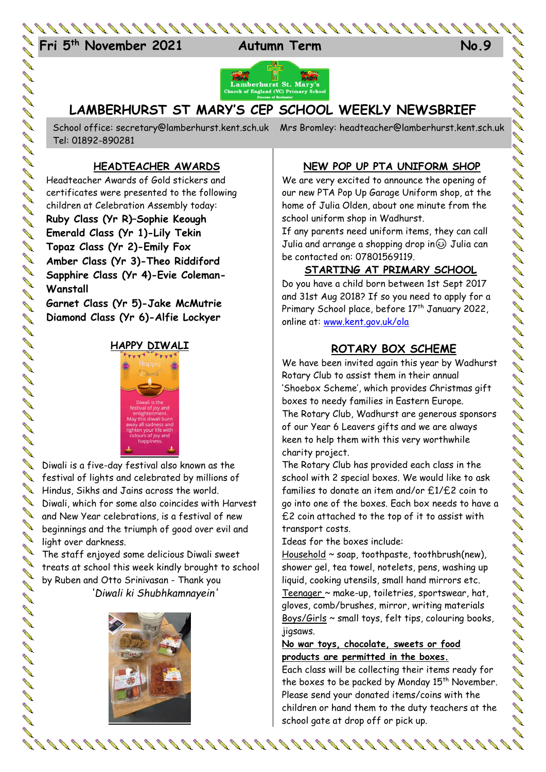Fri 5th November 2021 **Autumn Term** **No.9**

# LAMBERHURST ST MARY'S CEP SCHOOL WEEKLY NEWSBRIEF

School office: secretary@lamberhurst.kent.sch.uk Mrs Bromley: headteacher@lamberhurst.kent.sch.uk
Tel: 01892-890281

## HEADTEACHER AWARDS

Headteacher Awards of Gold stickers and certificates were presented to the following children at Celebration Assembly today:

**Ruby Class (Yr R)–Sophie Keough**
**Emerald Class (Yr 1)-Lily Tekin**
**Topaz Class (Yr 2)-Emily Fox**
**Amber Class (Yr 3)-Theo Riddiford**
**Sapphire Class (Yr 4)-Evie Coleman-Wanstall**
**Garnet Class (Yr 5)-Jake McMutrie**
**Diamond Class (Yr 6)-Alfie Lockyer**

## HAPPY DIWALI

Diwali is a five-day festival also known as the festival of lights and celebrated by millions of Hindus, Sikhs and Jains across the world.
Diwali, which for some also coincides with Harvest and New Year celebrations, is a festival of new beginnings and the triumph of good over evil and light over darkness.
The staff enjoyed some delicious Diwali sweet treats at school this week kindly brought to school by Ruben and Otto Srinivasan - Thank you

*'Diwali ki Shubhkamnayein'*

## NEW POP UP PTA UNIFORM SHOP

We are very excited to announce the opening of our new PTA Pop Up Garage Uniform shop, at the home of Julia Olden, about one minute from the school uniform shop in Wadhurst.
If any parents need uniform items, they can call Julia and arrange a shopping drop in😊 Julia can be contacted on: 07801569119.

## STARTING AT PRIMARY SCHOOL

Do you have a child born between 1st Sept 2017 and 31st Aug 2018? If so you need to apply for a Primary School place, before 17th January 2022, online at: www.kent.gov.uk/ola

## ROTARY BOX SCHEME

We have been invited again this year by Wadhurst Rotary Club to assist them in their annual 'Shoebox Scheme', which provides Christmas gift boxes to needy families in Eastern Europe.
The Rotary Club, Wadhurst are generous sponsors of our Year 6 Leavers gifts and we are always keen to help them with this very worthwhile charity project.
The Rotary Club has provided each class in the school with 2 special boxes. We would like to ask families to donate an item and/or £1/£2 coin to go into one of the boxes. Each box needs to have a £2 coin attached to the top of it to assist with transport costs.
Ideas for the boxes include:
Household ~ soap, toothpaste, toothbrush(new), shower gel, tea towel, notelets, pens, washing up liquid, cooking utensils, small hand mirrors etc.
Teenager ~ make-up, toiletries, sportswear, hat, gloves, comb/brushes, mirror, writing materials
Boys/Girls ~ small toys, felt tips, colouring books, jigsaws.

**No war toys, chocolate, sweets or food products are permitted in the boxes.**

Each class will be collecting their items ready for the boxes to be packed by Monday 15th November. Please send your donated items/coins with the children or hand them to the duty teachers at the school gate at drop off or pick up.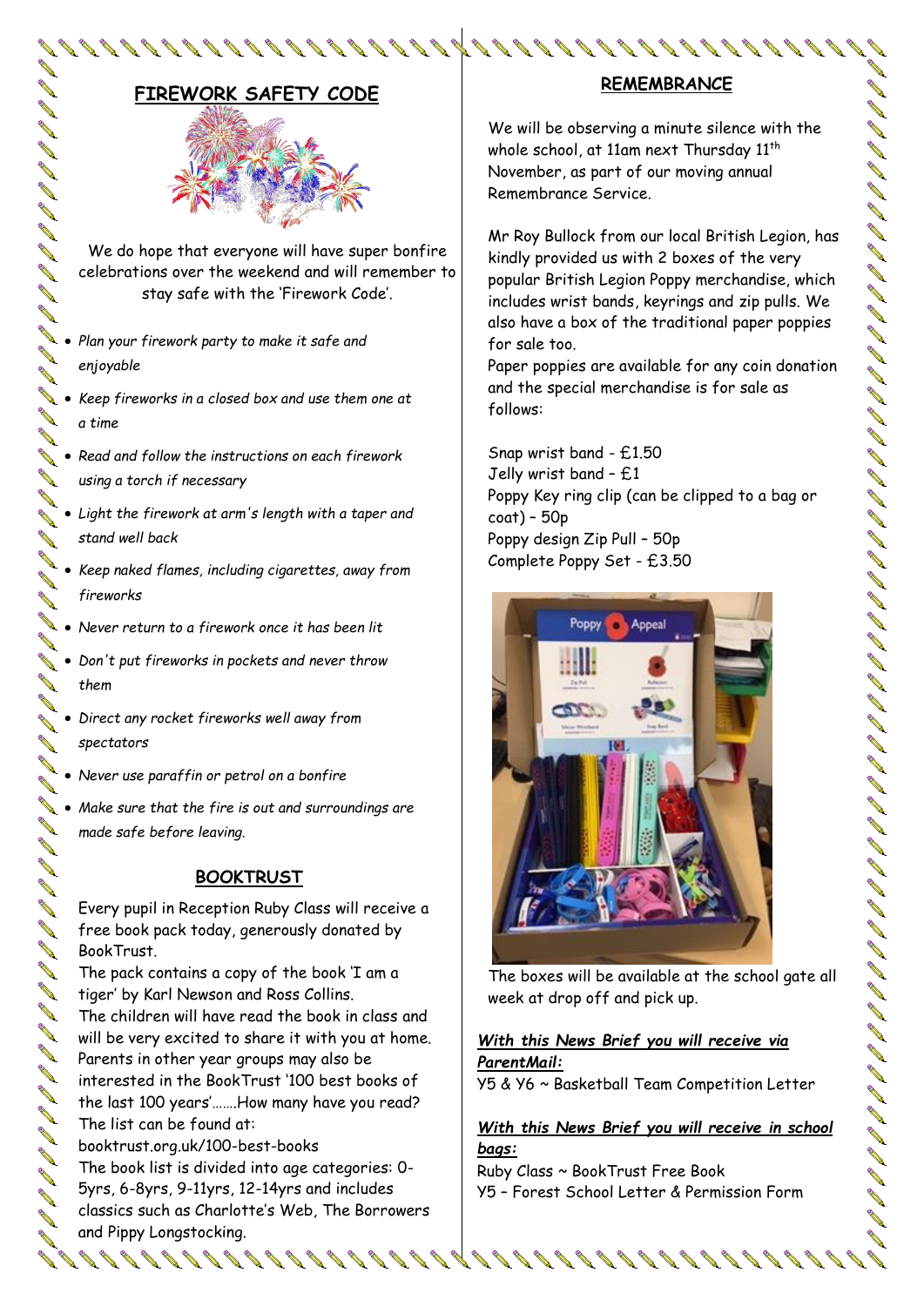## FIREWORK SAFETY CODE

We do hope that everyone will have super bonfire celebrations over the weekend and will remember to stay safe with the 'Firework Code'.

- *Plan your firework party to make it safe and enjoyable*
- *Keep fireworks in a closed box and use them one at a time*
- *Read and follow the instructions on each firework using a torch if necessary*
- *Light the firework at arm's length with a taper and stand well back*
- *Keep naked flames, including cigarettes, away from fireworks*
- *Never return to a firework once it has been lit*
- *Don't put fireworks in pockets and never throw them*
- *Direct any rocket fireworks well away from spectators*
- *Never use paraffin or petrol on a bonfire*
- *Make sure that the fire is out and surroundings are made safe before leaving.*

## BOOKTRUST

Every pupil in Reception Ruby Class will receive a free book pack today, generously donated by BookTrust.
The pack contains a copy of the book 'I am a tiger' by Karl Newson and Ross Collins.
The children will have read the book in class and will be very excited to share it with you at home.
Parents in other year groups may also be interested in the BookTrust '100 best books of the last 100 years'…….How many have you read?
The list can be found at:
booktrust.org.uk/100-best-books
The book list is divided into age categories: 0-5yrs, 6-8yrs, 9-11yrs, 12-14yrs and includes classics such as Charlotte's Web, The Borrowers and Pippy Longstocking.

## REMEMBRANCE

We will be observing a minute silence with the whole school, at 11am next Thursday 11th November, as part of our moving annual Remembrance Service.

Mr Roy Bullock from our local British Legion, has kindly provided us with 2 boxes of the very popular British Legion Poppy merchandise, which includes wrist bands, keyrings and zip pulls. We also have a box of the traditional paper poppies for sale too.
Paper poppies are available for any coin donation and the special merchandise is for sale as follows:

Snap wrist band - £1.50
Jelly wrist band – £1
Poppy Key ring clip (can be clipped to a bag or coat) – 50p
Poppy design Zip Pull – 50p
Complete Poppy Set - £3.50

The boxes will be available at the school gate all week at drop off and pick up.

***With this News Brief you will receive via ParentMail:***

Y5 & Y6 ~ Basketball Team Competition Letter

***With this News Brief you will receive in school bags:***

Ruby Class ~ BookTrust Free Book
Y5 – Forest School Letter & Permission Form